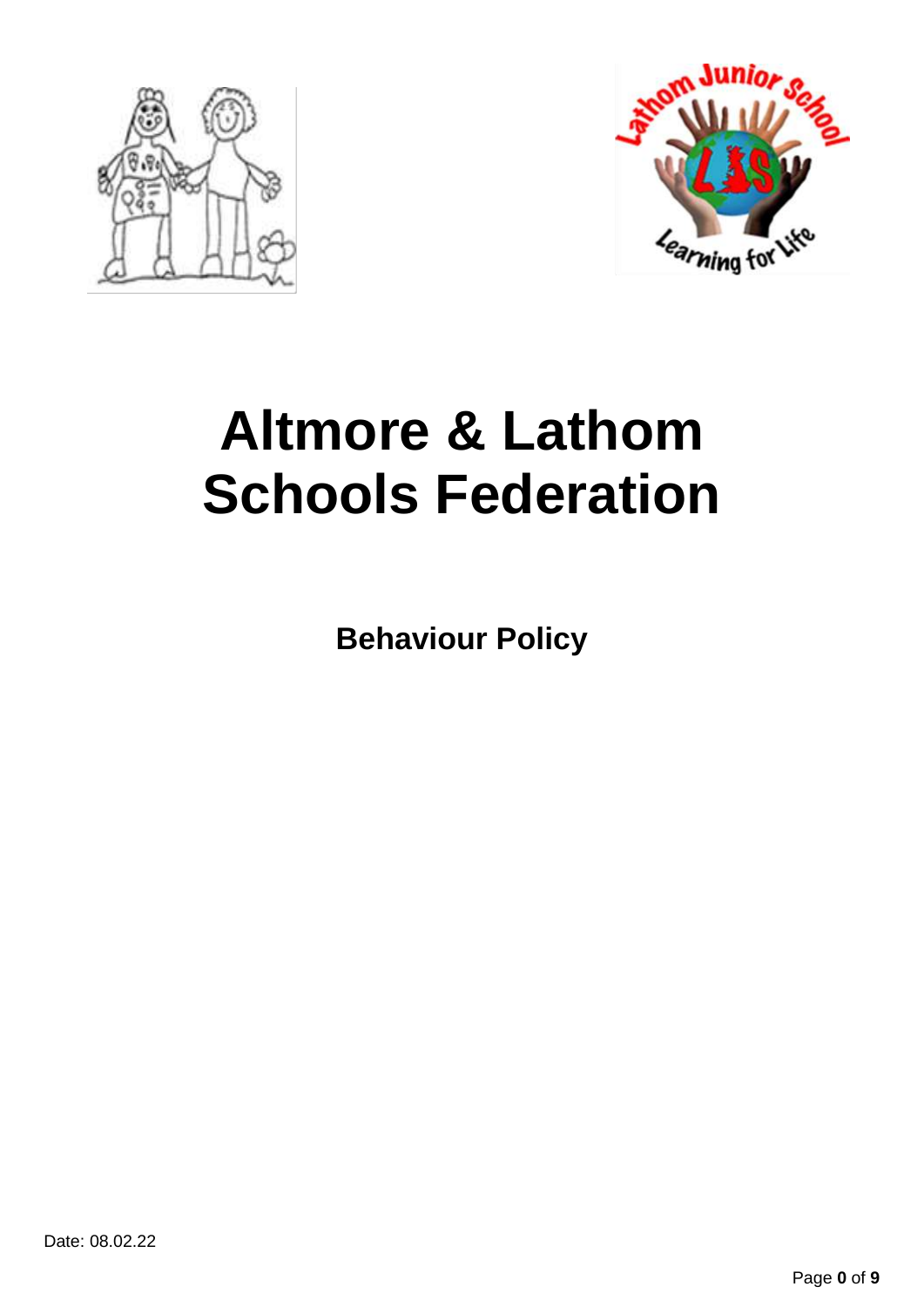# Altmore & Lathom Schools Federation

**Behaviour Policy**

Date: 08.02.22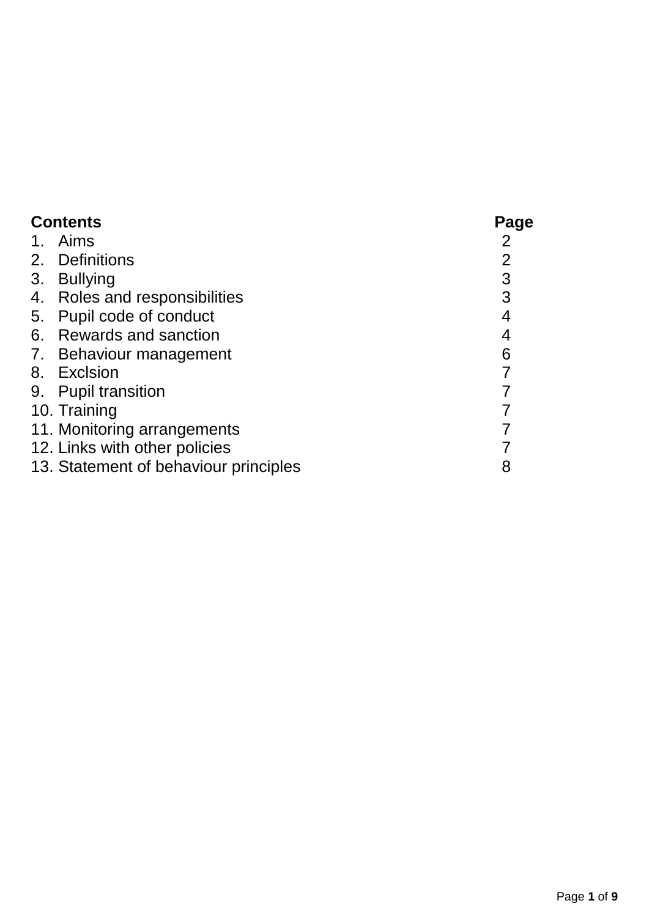| **Contents** | **Page** |
|---|---|
| 1. Aims | 2 |
| 2. Definitions | 2 |
| 3. Bullying | 3 |
| 4. Roles and responsibilities | 3 |
| 5. Pupil code of conduct | 4 |
| 6. Rewards and sanction | 4 |
| 7. Behaviour management | 6 |
| 8. Exclsion | 7 |
| 9. Pupil transition | 7 |
| 10. Training | 7 |
| 11. Monitoring arrangements | 7 |
| 12. Links with other policies | 7 |
| 13. Statement of behaviour principles | 8 |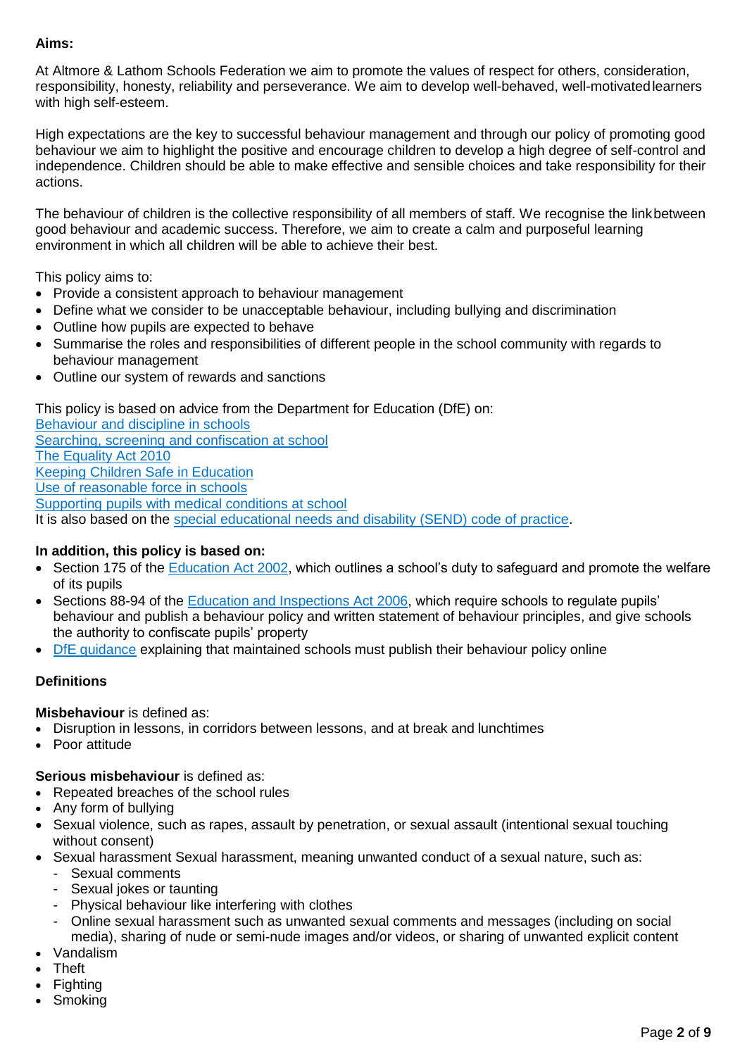**Aims:**

At Altmore & Lathom Schools Federation we aim to promote the values of respect for others, consideration, responsibility, honesty, reliability and perseverance. We aim to develop well-behaved, well-motivated learners with high self-esteem.

High expectations are the key to successful behaviour management and through our policy of promoting good behaviour we aim to highlight the positive and encourage children to develop a high degree of self-control and independence. Children should be able to make effective and sensible choices and take responsibility for their actions.

The behaviour of children is the collective responsibility of all members of staff. We recognise the link between good behaviour and academic success. Therefore, we aim to create a calm and purposeful learning environment in which all children will be able to achieve their best.

This policy aims to:

- Provide a consistent approach to behaviour management
- Define what we consider to be unacceptable behaviour, including bullying and discrimination
- Outline how pupils are expected to behave
- Summarise the roles and responsibilities of different people in the school community with regards to behaviour management
- Outline our system of rewards and sanctions

This policy is based on advice from the Department for Education (DfE) on:
Behaviour and discipline in schools
Searching, screening and confiscation at school
The Equality Act 2010
Keeping Children Safe in Education
Use of reasonable force in schools
Supporting pupils with medical conditions at school
It is also based on the special educational needs and disability (SEND) code of practice.

**In addition, this policy is based on:**

- Section 175 of the Education Act 2002, which outlines a school's duty to safeguard and promote the welfare of its pupils
- Sections 88-94 of the Education and Inspections Act 2006, which require schools to regulate pupils' behaviour and publish a behaviour policy and written statement of behaviour principles, and give schools the authority to confiscate pupils' property
- DfE guidance explaining that maintained schools must publish their behaviour policy online

**Definitions**

**Misbehaviour** is defined as:

- Disruption in lessons, in corridors between lessons, and at break and lunchtimes
- Poor attitude

**Serious misbehaviour** is defined as:

- Repeated breaches of the school rules
- Any form of bullying
- Sexual violence, such as rapes, assault by penetration, or sexual assault (intentional sexual touching without consent)
- Sexual harassment Sexual harassment, meaning unwanted conduct of a sexual nature, such as:
  - Sexual comments
  - Sexual jokes or taunting
  - Physical behaviour like interfering with clothes
  - Online sexual harassment such as unwanted sexual comments and messages (including on social media), sharing of nude or semi-nude images and/or videos, or sharing of unwanted explicit content
- Vandalism
- Theft
- Fighting
- Smoking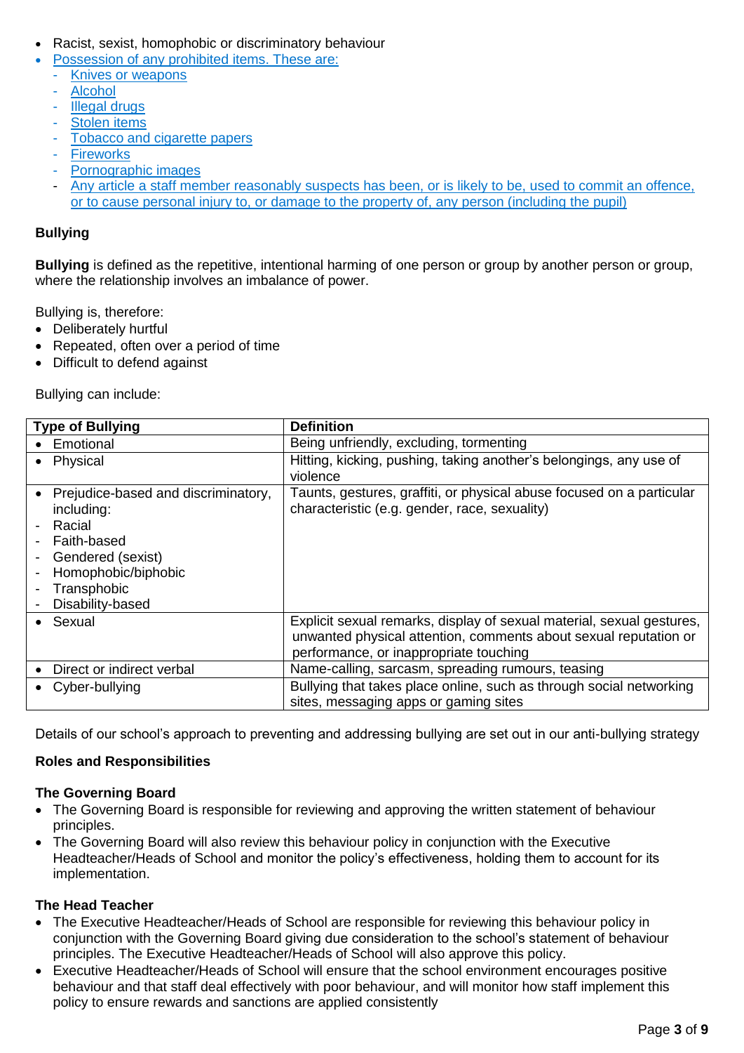- Racist, sexist, homophobic or discriminatory behaviour
- Possession of any prohibited items. These are:
  - Knives or weapons
  - Alcohol
  - Illegal drugs
  - Stolen items
  - Tobacco and cigarette papers
  - Fireworks
  - Pornographic images
  - Any article a staff member reasonably suspects has been, or is likely to be, used to commit an offence, or to cause personal injury to, or damage to the property of, any person (including the pupil)

**Bullying**

**Bullying** is defined as the repetitive, intentional harming of one person or group by another person or group, where the relationship involves an imbalance of power.

Bullying is, therefore:

- Deliberately hurtful
- Repeated, often over a period of time
- Difficult to defend against

Bullying can include:

| Type of Bullying | Definition |
|---|---|
| • Emotional | Being unfriendly, excluding, tormenting |
| • Physical | Hitting, kicking, pushing, taking another's belongings, any use of violence |
| • Prejudice-based and discriminatory, including: <br> - Racial <br> - Faith-based <br> - Gendered (sexist) <br> - Homophobic/biphobic <br> - Transphobic <br> - Disability-based | Taunts, gestures, graffiti, or physical abuse focused on a particular characteristic (e.g. gender, race, sexuality) |
| • Sexual | Explicit sexual remarks, display of sexual material, sexual gestures, unwanted physical attention, comments about sexual reputation or performance, or inappropriate touching |
| • Direct or indirect verbal | Name-calling, sarcasm, spreading rumours, teasing |
| • Cyber-bullying | Bullying that takes place online, such as through social networking sites, messaging apps or gaming sites |

Details of our school's approach to preventing and addressing bullying are set out in our anti-bullying strategy

**Roles and Responsibilities**

**The Governing Board**

- The Governing Board is responsible for reviewing and approving the written statement of behaviour principles.
- The Governing Board will also review this behaviour policy in conjunction with the Executive Headteacher/Heads of School and monitor the policy's effectiveness, holding them to account for its implementation.

**The Head Teacher**

- The Executive Headteacher/Heads of School are responsible for reviewing this behaviour policy in conjunction with the Governing Board giving due consideration to the school's statement of behaviour principles. The Executive Headteacher/Heads of School will also approve this policy.
- Executive Headteacher/Heads of School will ensure that the school environment encourages positive behaviour and that staff deal effectively with poor behaviour, and will monitor how staff implement this policy to ensure rewards and sanctions are applied consistently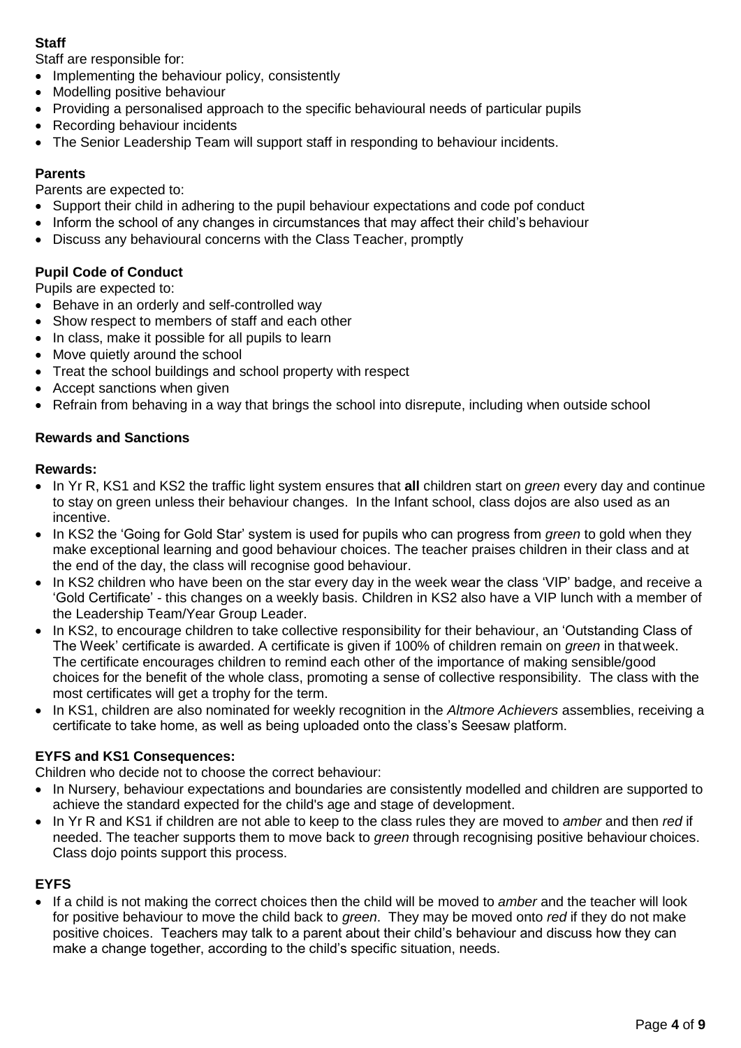**Staff**

Staff are responsible for:

- Implementing the behaviour policy, consistently
- Modelling positive behaviour
- Providing a personalised approach to the specific behavioural needs of particular pupils
- Recording behaviour incidents
- The Senior Leadership Team will support staff in responding to behaviour incidents.

**Parents**

Parents are expected to:

- Support their child in adhering to the pupil behaviour expectations and code pof conduct
- Inform the school of any changes in circumstances that may affect their child's behaviour
- Discuss any behavioural concerns with the Class Teacher, promptly

**Pupil Code of Conduct**

Pupils are expected to:

- Behave in an orderly and self-controlled way
- Show respect to members of staff and each other
- In class, make it possible for all pupils to learn
- Move quietly around the school
- Treat the school buildings and school property with respect
- Accept sanctions when given
- Refrain from behaving in a way that brings the school into disrepute, including when outside school

**Rewards and Sanctions**

**Rewards:**

- In Yr R, KS1 and KS2 the traffic light system ensures that **all** children start on *green* every day and continue to stay on green unless their behaviour changes. In the Infant school, class dojos are also used as an incentive.
- In KS2 the 'Going for Gold Star' system is used for pupils who can progress from *green* to gold when they make exceptional learning and good behaviour choices. The teacher praises children in their class and at the end of the day, the class will recognise good behaviour.
- In KS2 children who have been on the star every day in the week wear the class 'VIP' badge, and receive a 'Gold Certificate' - this changes on a weekly basis. Children in KS2 also have a VIP lunch with a member of the Leadership Team/Year Group Leader.
- In KS2, to encourage children to take collective responsibility for their behaviour, an 'Outstanding Class of The Week' certificate is awarded. A certificate is given if 100% of children remain on *green* in thatweek. The certificate encourages children to remind each other of the importance of making sensible/good choices for the benefit of the whole class, promoting a sense of collective responsibility. The class with the most certificates will get a trophy for the term.
- In KS1, children are also nominated for weekly recognition in the *Altmore Achievers* assemblies, receiving a certificate to take home, as well as being uploaded onto the class's Seesaw platform.

**EYFS and KS1 Consequences:**

Children who decide not to choose the correct behaviour:

- In Nursery, behaviour expectations and boundaries are consistently modelled and children are supported to achieve the standard expected for the child's age and stage of development.
- In Yr R and KS1 if children are not able to keep to the class rules they are moved to *amber* and then *red* if needed. The teacher supports them to move back to *green* through recognising positive behaviour choices. Class dojo points support this process.

**EYFS**

- If a child is not making the correct choices then the child will be moved to *amber* and the teacher will look for positive behaviour to move the child back to *green*. They may be moved onto *red* if they do not make positive choices. Teachers may talk to a parent about their child's behaviour and discuss how they can make a change together, according to the child's specific situation, needs.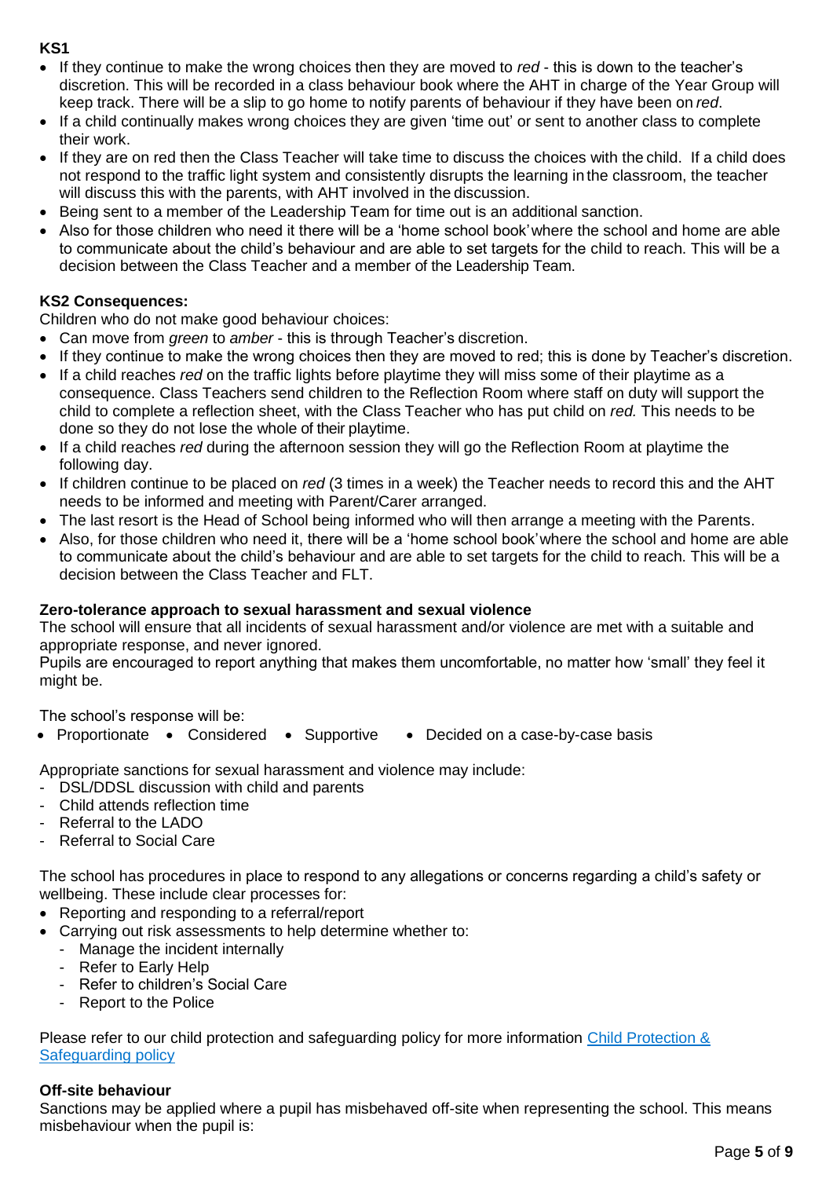**KS1**

- If they continue to make the wrong choices then they are moved to *red* - this is down to the teacher's discretion. This will be recorded in a class behaviour book where the AHT in charge of the Year Group will keep track. There will be a slip to go home to notify parents of behaviour if they have been on *red*.
- If a child continually makes wrong choices they are given 'time out' or sent to another class to complete their work.
- If they are on red then the Class Teacher will take time to discuss the choices with the child. If a child does not respond to the traffic light system and consistently disrupts the learning in the classroom, the teacher will discuss this with the parents, with AHT involved in the discussion.
- Being sent to a member of the Leadership Team for time out is an additional sanction.
- Also for those children who need it there will be a 'home school book' where the school and home are able to communicate about the child's behaviour and are able to set targets for the child to reach. This will be a decision between the Class Teacher and a member of the Leadership Team.

**KS2 Consequences:**

Children who do not make good behaviour choices:

- Can move from *green* to *amber* - this is through Teacher's discretion.
- If they continue to make the wrong choices then they are moved to red; this is done by Teacher's discretion.
- If a child reaches *red* on the traffic lights before playtime they will miss some of their playtime as a consequence. Class Teachers send children to the Reflection Room where staff on duty will support the child to complete a reflection sheet, with the Class Teacher who has put child on *red.* This needs to be done so they do not lose the whole of their playtime.
- If a child reaches *red* during the afternoon session they will go the Reflection Room at playtime the following day.
- If children continue to be placed on *red* (3 times in a week) the Teacher needs to record this and the AHT needs to be informed and meeting with Parent/Carer arranged.
- The last resort is the Head of School being informed who will then arrange a meeting with the Parents.
- Also, for those children who need it, there will be a 'home school book' where the school and home are able to communicate about the child's behaviour and are able to set targets for the child to reach. This will be a decision between the Class Teacher and FLT.

**Zero-tolerance approach to sexual harassment and sexual violence**

The school will ensure that all incidents of sexual harassment and/or violence are met with a suitable and appropriate response, and never ignored.

Pupils are encouraged to report anything that makes them uncomfortable, no matter how 'small' they feel it might be.

The school's response will be:

- Proportionate
- Considered
- Supportive
- Decided on a case-by-case basis

Appropriate sanctions for sexual harassment and violence may include:

- DSL/DDSL discussion with child and parents
- Child attends reflection time
- Referral to the LADO
- Referral to Social Care

The school has procedures in place to respond to any allegations or concerns regarding a child's safety or wellbeing. These include clear processes for:

- Reporting and responding to a referral/report
- Carrying out risk assessments to help determine whether to:
  - Manage the incident internally
  - Refer to Early Help
  - Refer to children's Social Care
  - Report to the Police

Please refer to our child protection and safeguarding policy for more information [Child Protection & Safeguarding policy]

**Off-site behaviour**

Sanctions may be applied where a pupil has misbehaved off-site when representing the school. This means misbehaviour when the pupil is: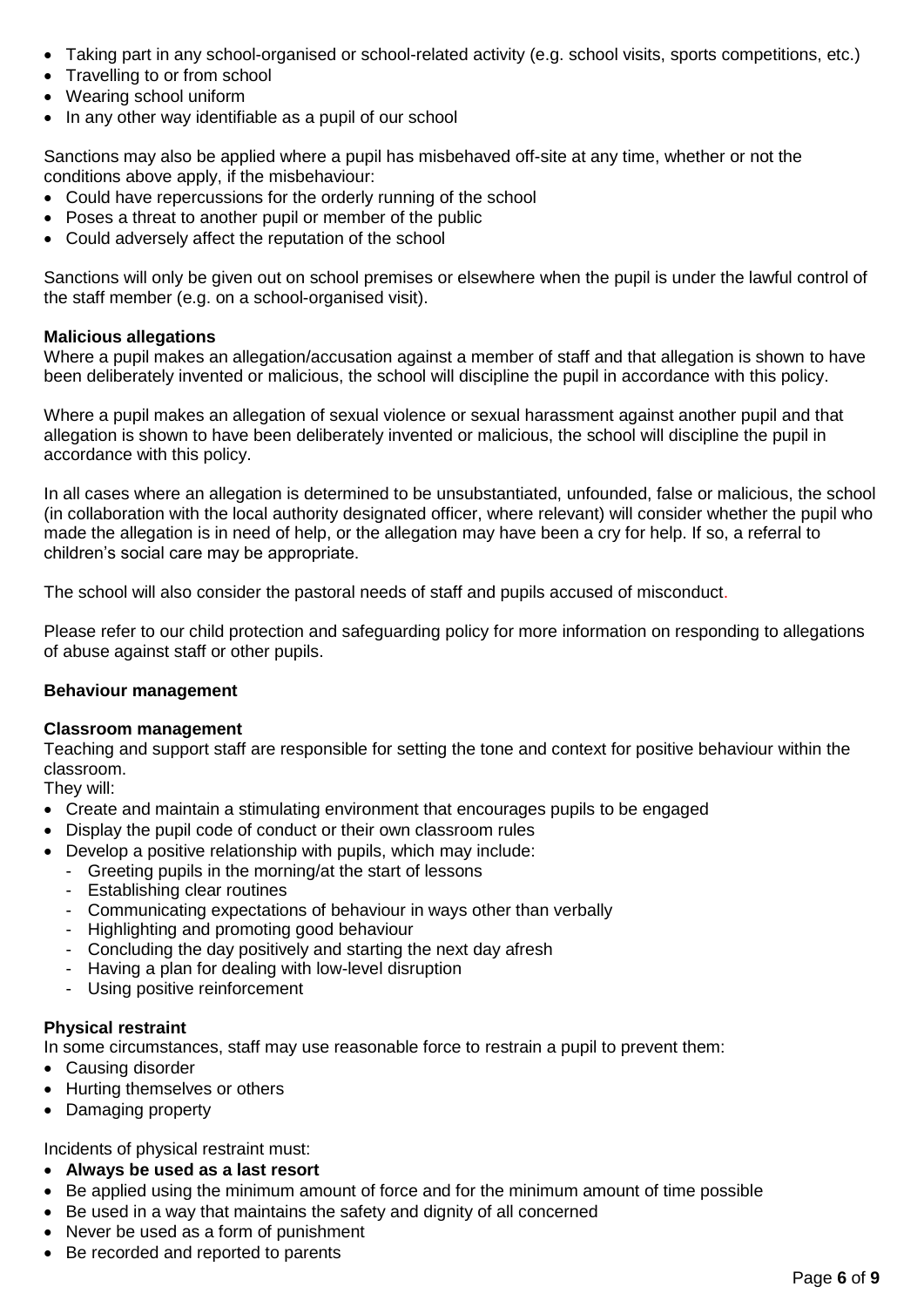- Taking part in any school-organised or school-related activity (e.g. school visits, sports competitions, etc.)
- Travelling to or from school
- Wearing school uniform
- In any other way identifiable as a pupil of our school

Sanctions may also be applied where a pupil has misbehaved off-site at any time, whether or not the conditions above apply, if the misbehaviour:

- Could have repercussions for the orderly running of the school
- Poses a threat to another pupil or member of the public
- Could adversely affect the reputation of the school

Sanctions will only be given out on school premises or elsewhere when the pupil is under the lawful control of the staff member (e.g. on a school-organised visit).

**Malicious allegations**

Where a pupil makes an allegation/accusation against a member of staff and that allegation is shown to have been deliberately invented or malicious, the school will discipline the pupil in accordance with this policy.

Where a pupil makes an allegation of sexual violence or sexual harassment against another pupil and that allegation is shown to have been deliberately invented or malicious, the school will discipline the pupil in accordance with this policy.

In all cases where an allegation is determined to be unsubstantiated, unfounded, false or malicious, the school (in collaboration with the local authority designated officer, where relevant) will consider whether the pupil who made the allegation is in need of help, or the allegation may have been a cry for help. If so, a referral to children's social care may be appropriate.

The school will also consider the pastoral needs of staff and pupils accused of misconduct.

Please refer to our child protection and safeguarding policy for more information on responding to allegations of abuse against staff or other pupils.

**Behaviour management**

**Classroom management**

Teaching and support staff are responsible for setting the tone and context for positive behaviour within the classroom.

They will:

- Create and maintain a stimulating environment that encourages pupils to be engaged
- Display the pupil code of conduct or their own classroom rules
- Develop a positive relationship with pupils, which may include:
  - Greeting pupils in the morning/at the start of lessons
  - Establishing clear routines
  - Communicating expectations of behaviour in ways other than verbally
  - Highlighting and promoting good behaviour
  - Concluding the day positively and starting the next day afresh
  - Having a plan for dealing with low-level disruption
  - Using positive reinforcement

**Physical restraint**

In some circumstances, staff may use reasonable force to restrain a pupil to prevent them:

- Causing disorder
- Hurting themselves or others
- Damaging property

Incidents of physical restraint must:

- **Always be used as a last resort**
- Be applied using the minimum amount of force and for the minimum amount of time possible
- Be used in a way that maintains the safety and dignity of all concerned
- Never be used as a form of punishment
- Be recorded and reported to parents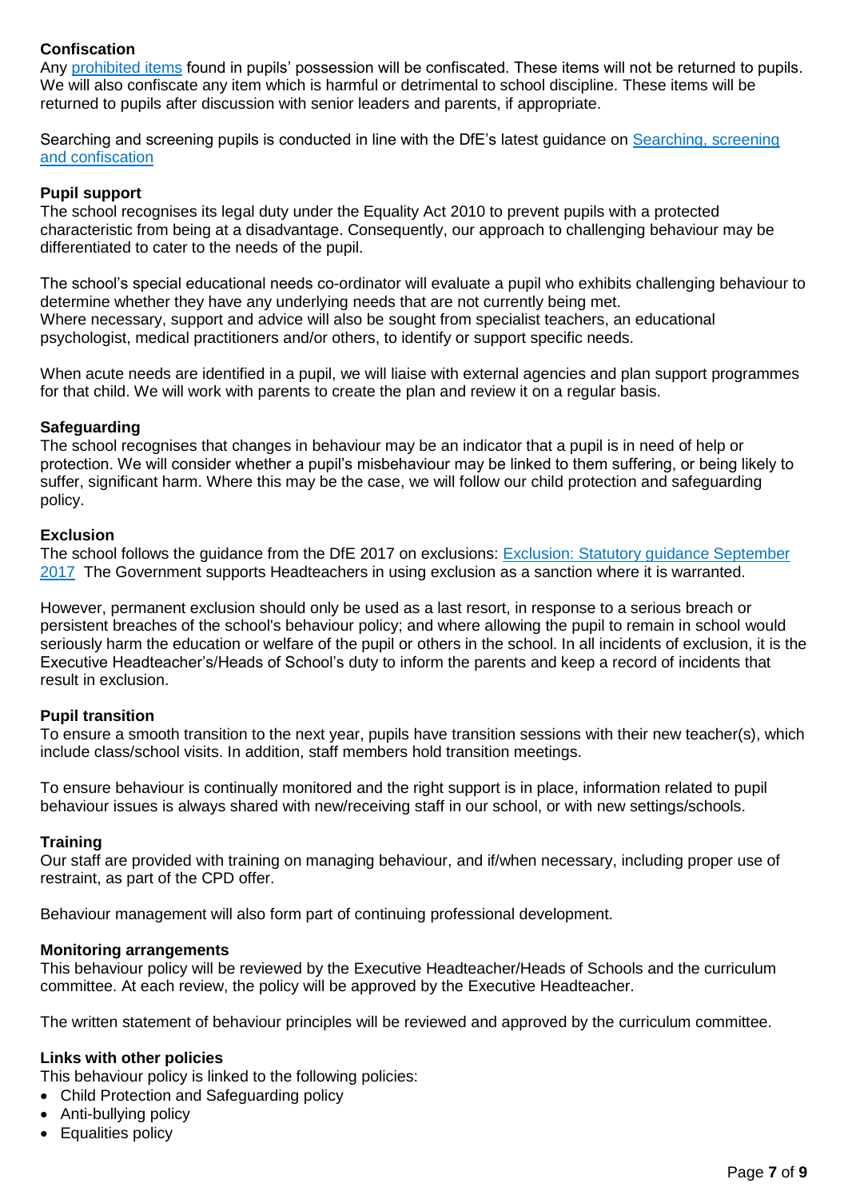**Confiscation**
Any [prohibited items] found in pupils' possession will be confiscated. These items will not be returned to pupils. We will also confiscate any item which is harmful or detrimental to school discipline. These items will be returned to pupils after discussion with senior leaders and parents, if appropriate.

Searching and screening pupils is conducted in line with the DfE's latest guidance on Searching, screening and confiscation

**Pupil support**
The school recognises its legal duty under the Equality Act 2010 to prevent pupils with a protected characteristic from being at a disadvantage. Consequently, our approach to challenging behaviour may be differentiated to cater to the needs of the pupil.

The school's special educational needs co-ordinator will evaluate a pupil who exhibits challenging behaviour to determine whether they have any underlying needs that are not currently being met.
Where necessary, support and advice will also be sought from specialist teachers, an educational psychologist, medical practitioners and/or others, to identify or support specific needs.

When acute needs are identified in a pupil, we will liaise with external agencies and plan support programmes for that child. We will work with parents to create the plan and review it on a regular basis.

**Safeguarding**
The school recognises that changes in behaviour may be an indicator that a pupil is in need of help or protection. We will consider whether a pupil's misbehaviour may be linked to them suffering, or being likely to suffer, significant harm. Where this may be the case, we will follow our child protection and safeguarding policy.

**Exclusion**
The school follows the guidance from the DfE 2017 on exclusions: Exclusion: Statutory guidance September 2017 The Government supports Headteachers in using exclusion as a sanction where it is warranted.

However, permanent exclusion should only be used as a last resort, in response to a serious breach or persistent breaches of the school's behaviour policy; and where allowing the pupil to remain in school would seriously harm the education or welfare of the pupil or others in the school. In all incidents of exclusion, it is the Executive Headteacher's/Heads of School's duty to inform the parents and keep a record of incidents that result in exclusion.

**Pupil transition**
To ensure a smooth transition to the next year, pupils have transition sessions with their new teacher(s), which include class/school visits. In addition, staff members hold transition meetings.

To ensure behaviour is continually monitored and the right support is in place, information related to pupil behaviour issues is always shared with new/receiving staff in our school, or with new settings/schools.

**Training**
Our staff are provided with training on managing behaviour, and if/when necessary, including proper use of restraint, as part of the CPD offer.

Behaviour management will also form part of continuing professional development.

**Monitoring arrangements**
This behaviour policy will be reviewed by the Executive Headteacher/Heads of Schools and the curriculum committee. At each review, the policy will be approved by the Executive Headteacher.

The written statement of behaviour principles will be reviewed and approved by the curriculum committee.

**Links with other policies**
This behaviour policy is linked to the following policies:

- Child Protection and Safeguarding policy
- Anti-bullying policy
- Equalities policy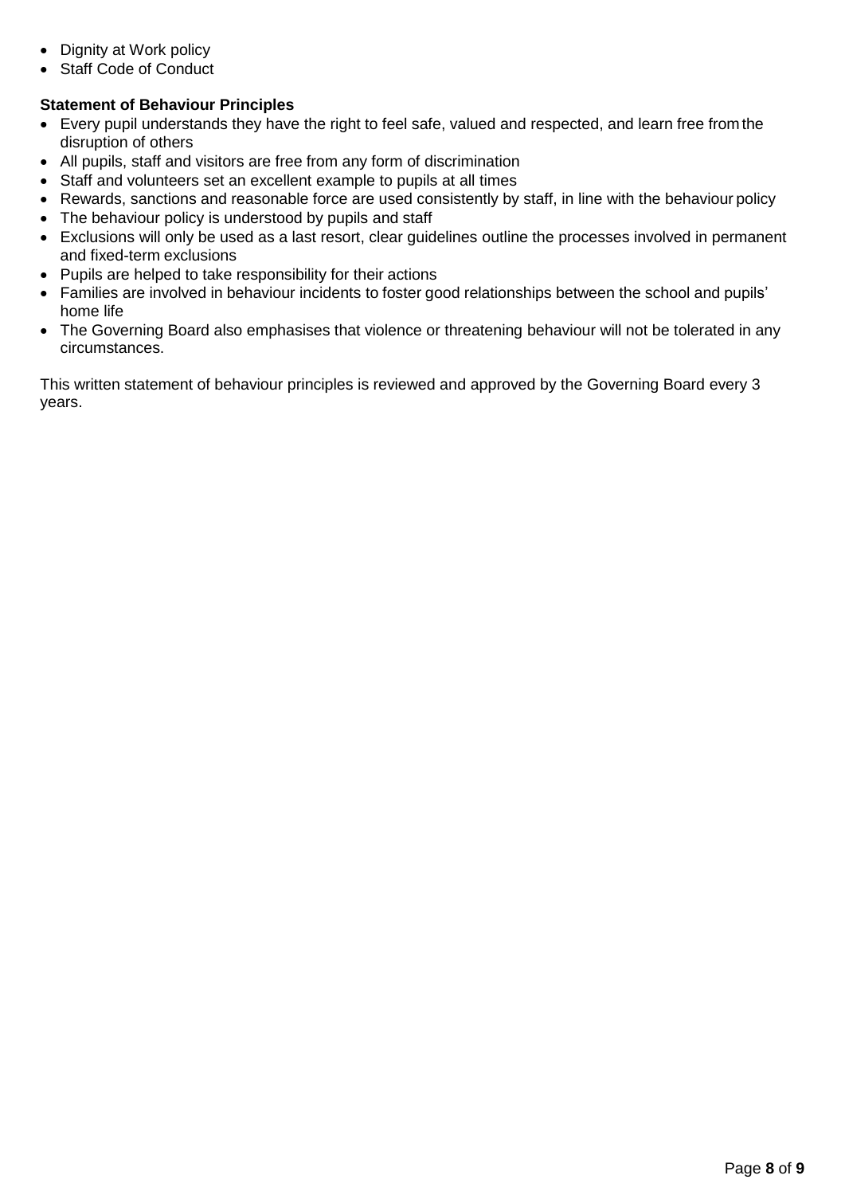- Dignity at Work policy
- Staff Code of Conduct

**Statement of Behaviour Principles**

- Every pupil understands they have the right to feel safe, valued and respected, and learn free from the disruption of others
- All pupils, staff and visitors are free from any form of discrimination
- Staff and volunteers set an excellent example to pupils at all times
- Rewards, sanctions and reasonable force are used consistently by staff, in line with the behaviour policy
- The behaviour policy is understood by pupils and staff
- Exclusions will only be used as a last resort, clear guidelines outline the processes involved in permanent and fixed-term exclusions
- Pupils are helped to take responsibility for their actions
- Families are involved in behaviour incidents to foster good relationships between the school and pupils' home life
- The Governing Board also emphasises that violence or threatening behaviour will not be tolerated in any circumstances.

This written statement of behaviour principles is reviewed and approved by the Governing Board every 3 years.